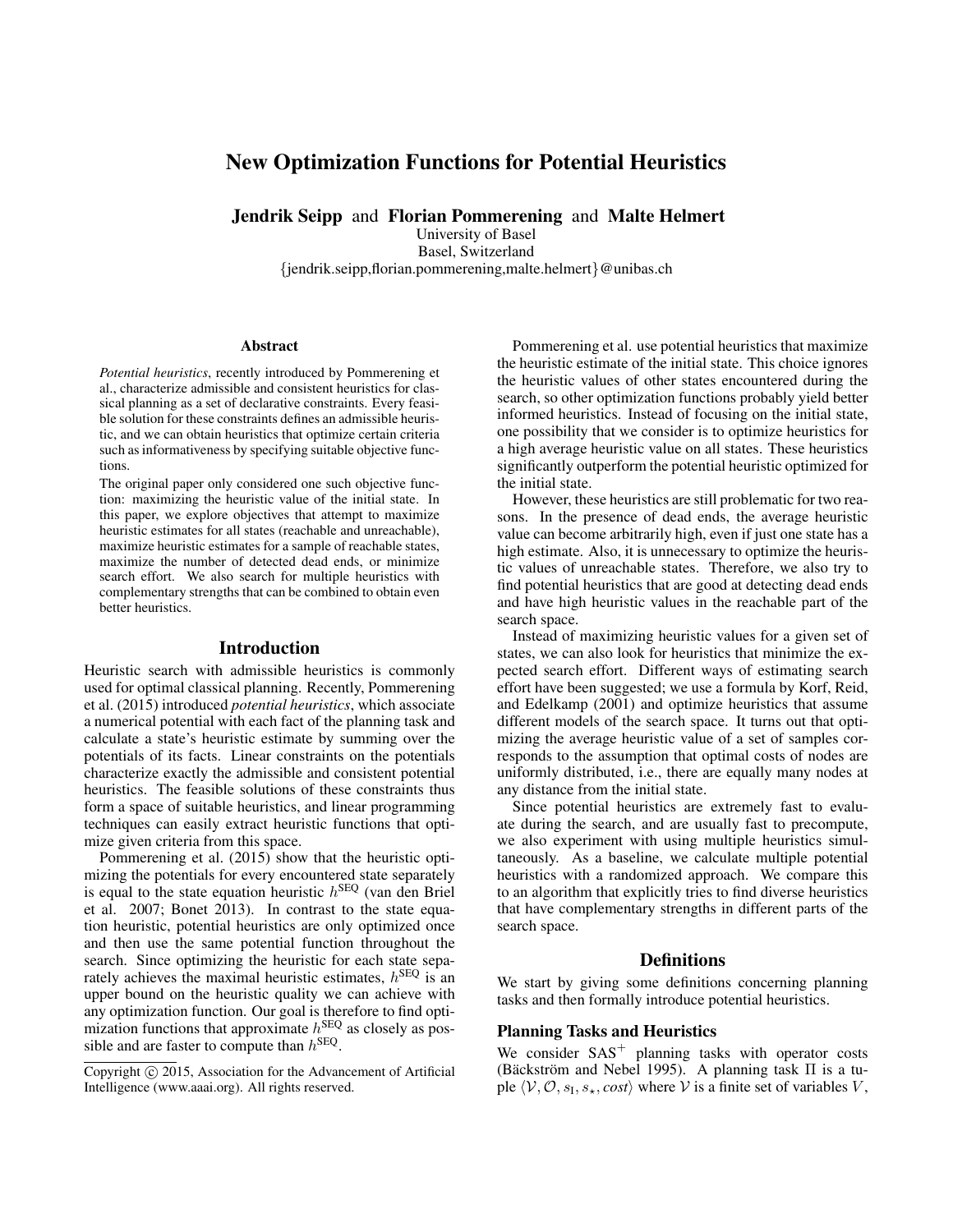# New Optimization Functions for Potential Heuristics

**Jendrik Seipp** and **Florian Pommerening** and **Malte Helmert**

University of Basel
Basel, Switzerland
{jendrik.seipp,florian.pommerening,malte.helmert}@unibas.ch

### Abstract

*Potential heuristics*, recently introduced by Pommerening et al., characterize admissible and consistent heuristics for classical planning as a set of declarative constraints. Every feasible solution for these constraints defines an admissible heuristic, and we can obtain heuristics that optimize certain criteria such as informativeness by specifying suitable objective functions.

The original paper only considered one such objective function: maximizing the heuristic value of the initial state. In this paper, we explore objectives that attempt to maximize heuristic estimates for all states (reachable and unreachable), maximize heuristic estimates for a sample of reachable states, maximize the number of detected dead ends, or minimize search effort. We also search for multiple heuristics with complementary strengths that can be combined to obtain even better heuristics.

## Introduction

Heuristic search with admissible heuristics is commonly used for optimal classical planning. Recently, Pommerening et al. (2015) introduced *potential heuristics*, which associate a numerical potential with each fact of the planning task and calculate a state's heuristic estimate by summing over the potentials of its facts. Linear constraints on the potentials characterize exactly the admissible and consistent potential heuristics. The feasible solutions of these constraints thus form a space of suitable heuristics, and linear programming techniques can easily extract heuristic functions that optimize given criteria from this space.

Pommerening et al. (2015) show that the heuristic optimizing the potentials for every encountered state separately is equal to the state equation heuristic $h^{\text{SEQ}}$ (van den Briel et al. 2007; Bonet 2013). In contrast to the state equation heuristic, potential heuristics are only optimized once and then use the same potential function throughout the search. Since optimizing the heuristic for each state separately achieves the maximal heuristic estimates, $h^{\text{SEQ}}$ is an upper bound on the heuristic quality we can achieve with any optimization function. Our goal is therefore to find optimization functions that approximate $h^{\text{SEQ}}$ as closely as possible and are faster to compute than $h^{\text{SEQ}}$.

Copyright © 2015, Association for the Advancement of Artificial Intelligence (www.aaai.org). All rights reserved.

Pommerening et al. use potential heuristics that maximize the heuristic estimate of the initial state. This choice ignores the heuristic values of other states encountered during the search, so other optimization functions probably yield better informed heuristics. Instead of focusing on the initial state, one possibility that we consider is to optimize heuristics for a high average heuristic value on all states. These heuristics significantly outperform the potential heuristic optimized for the initial state.

However, these heuristics are still problematic for two reasons. In the presence of dead ends, the average heuristic value can become arbitrarily high, even if just one state has a high estimate. Also, it is unnecessary to optimize the heuristic values of unreachable states. Therefore, we also try to find potential heuristics that are good at detecting dead ends and have high heuristic values in the reachable part of the search space.

Instead of maximizing heuristic values for a given set of states, we can also look for heuristics that minimize the expected search effort. Different ways of estimating search effort have been suggested; we use a formula by Korf, Reid, and Edelkamp (2001) and optimize heuristics that assume different models of the search space. It turns out that optimizing the average heuristic value of a set of samples corresponds to the assumption that optimal costs of nodes are uniformly distributed, i.e., there are equally many nodes at any distance from the initial state.

Since potential heuristics are extremely fast to evaluate during the search, and are usually fast to precompute, we also experiment with using multiple heuristics simultaneously. As a baseline, we calculate multiple potential heuristics with a randomized approach. We compare this to an algorithm that explicitly tries to find diverse heuristics that have complementary strengths in different parts of the search space.

## Definitions

We start by giving some definitions concerning planning tasks and then formally introduce potential heuristics.

### Planning Tasks and Heuristics

We consider $\text{SAS}^+$ planning tasks with operator costs (Bäckström and Nebel 1995). A planning task $\Pi$ is a tuple $\langle \mathcal{V}, \mathcal{O}, s_{\text{I}}, s_{\star}, cost \rangle$ where $\mathcal{V}$ is a finite set of variables $V$,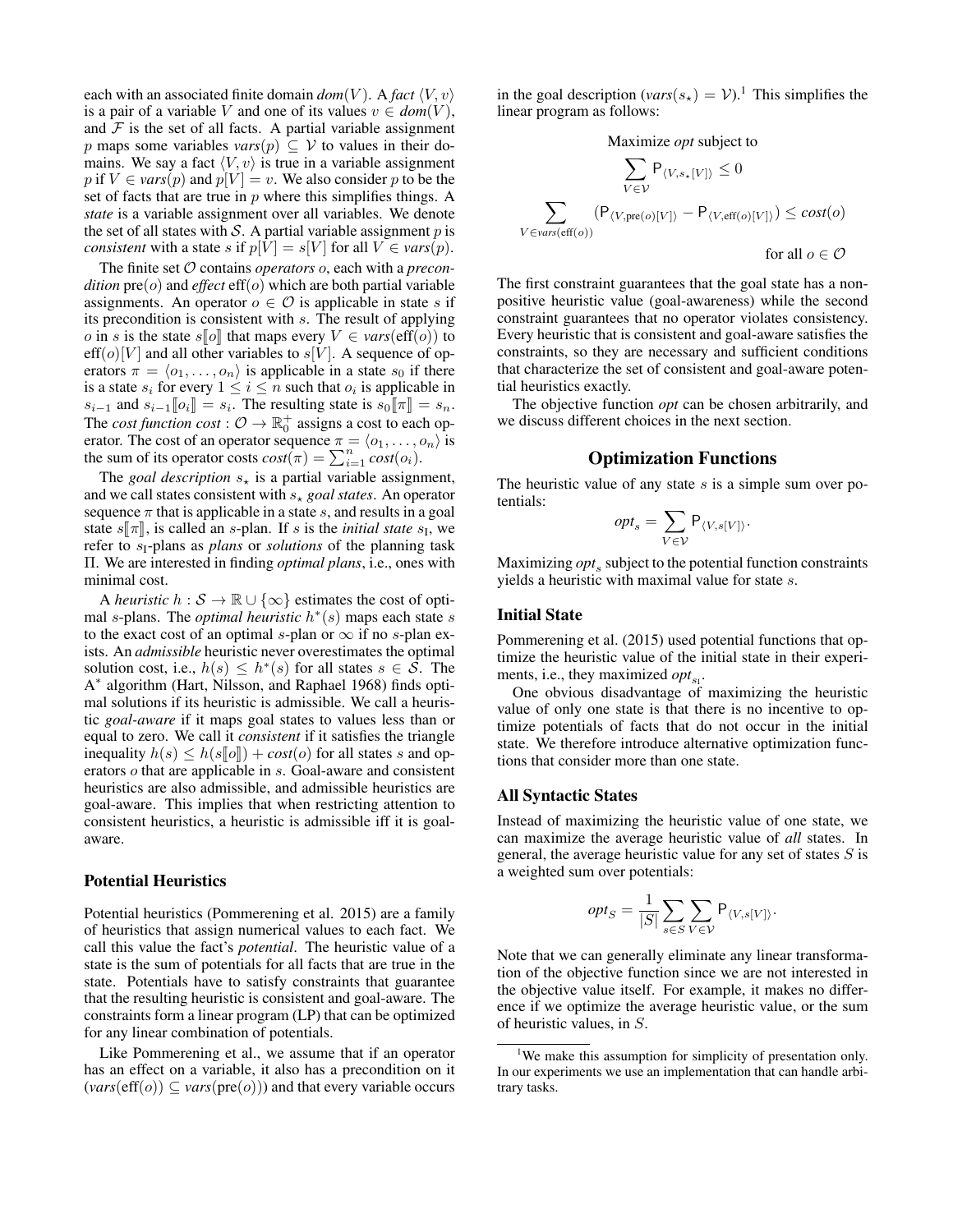each with an associated finite domain $dom(V)$. A *fact* $\langle V, v\rangle$ is a pair of a variable $V$ and one of its values $v \in dom(V)$, and $\mathcal{F}$ is the set of all facts. A partial variable assignment $p$ maps some variables $vars(p) \subseteq \mathcal{V}$ to values in their domains. We say a fact $\langle V, v\rangle$ is true in a variable assignment $p$ if $V \in vars(p)$ and $p[V] = v$. We also consider $p$ to be the set of facts that are true in $p$ where this simplifies things. A *state* is a variable assignment over all variables. We denote the set of all states with $\mathcal{S}$. A partial variable assignment $p$ is *consistent* with a state $s$ if $p[V] = s[V]$ for all $V \in vars(p)$.

The finite set $\mathcal{O}$ contains *operators* $o$, each with a *precondition* $\text{pre}(o)$ and *effect* $\text{eff}(o)$ which are both partial variable assignments. An operator $o \in \mathcal{O}$ is applicable in state $s$ if its precondition is consistent with $s$. The result of applying $o$ in $s$ is the state $s[\![o]\!]$ that maps every $V \in vars(\text{eff}(o))$ to $\text{eff}(o)[V]$ and all other variables to $s[V]$. A sequence of operators $\pi = \langle o_1, \dots, o_n\rangle$ is applicable in a state $s_0$ if there is a state $s_i$ for every $1 \leq i \leq n$ such that $o_i$ is applicable in $s_{i-1}$ and $s_{i-1}[\![o_i]\!] = s_i$. The resulting state is $s_0[\![\pi]\!] = s_n$. The *cost function* $cost : \mathcal{O} \to \mathbb{R}_0^+$ assigns a cost to each operator. The cost of an operator sequence $\pi = \langle o_1, \dots, o_n\rangle$ is the sum of its operator costs $cost(\pi) = \sum_{i=1}^{n} cost(o_i)$.

The *goal description* $s_\star$ is a partial variable assignment, and we call states consistent with $s_\star$ *goal states*. An operator sequence $\pi$ that is applicable in a state $s$, and results in a goal state $s[\![\pi]\!]$, is called an $s$-plan. If $s$ is the *initial state* $s_\text{I}$, we refer to $s_\text{I}$-plans as *plans* or *solutions* of the planning task $\Pi$. We are interested in finding *optimal plans*, i.e., ones with minimal cost.

A *heuristic* $h : \mathcal{S} \to \mathbb{R} \cup \{\infty\}$ estimates the cost of optimal $s$-plans. The *optimal heuristic* $h^*(s)$ maps each state $s$ to the exact cost of an optimal $s$-plan or $\infty$ if no $s$-plan exists. An *admissible* heuristic never overestimates the optimal solution cost, i.e., $h(s) \leq h^*(s)$ for all states $s \in \mathcal{S}$. The A$^*$ algorithm (Hart, Nilsson, and Raphael 1968) finds optimal solutions if its heuristic is admissible. We call a heuristic *goal-aware* if it maps goal states to values less than or equal to zero. We call it *consistent* if it satisfies the triangle inequality $h(s) \leq h(s[\![o]\!]) + cost(o)$ for all states $s$ and operators $o$ that are applicable in $s$. Goal-aware and consistent heuristics are also admissible, and admissible heuristics are goal-aware. This implies that when restricting attention to consistent heuristics, a heuristic is admissible iff it is goal-aware.

### Potential Heuristics

Potential heuristics (Pommerening et al. 2015) are a family of heuristics that assign numerical values to each fact. We call this value the fact's *potential*. The heuristic value of a state is the sum of potentials for all facts that are true in the state. Potentials have to satisfy constraints that guarantee that the resulting heuristic is consistent and goal-aware. The constraints form a linear program (LP) that can be optimized for any linear combination of potentials.

Like Pommerening et al., we assume that if an operator has an effect on a variable, it also has a precondition on it ($vars(\text{eff}(o)) \subseteq vars(\text{pre}(o))$) and that every variable occurs in the goal description ($vars(s_\star) = \mathcal{V}$).[1] This simplifies the linear program as follows:

$$\text{Maximize } opt \text{ subject to}$$

$$\sum_{V \in \mathcal{V}} \mathsf{P}_{\langle V, s_\star[V]\rangle} \leq 0$$

$$\sum_{V \in vars(\text{eff}(o))} (\mathsf{P}_{\langle V, \text{pre}(o)[V]\rangle} - \mathsf{P}_{\langle V, \text{eff}(o)[V]\rangle}) \leq cost(o)$$

$$\text{for all } o \in \mathcal{O}$$

The first constraint guarantees that the goal state has a non-positive heuristic value (goal-awareness) while the second constraint guarantees that no operator violates consistency. Every heuristic that is consistent and goal-aware satisfies the constraints, so they are necessary and sufficient conditions that characterize the set of consistent and goal-aware potential heuristics exactly.

The objective function *opt* can be chosen arbitrarily, and we discuss different choices in the next section.

## Optimization Functions

The heuristic value of any state $s$ is a simple sum over potentials:

$$opt_s = \sum_{V \in \mathcal{V}} \mathsf{P}_{\langle V, s[V]\rangle}.$$

Maximizing $opt_s$ subject to the potential function constraints yields a heuristic with maximal value for state $s$.

### Initial State

Pommerening et al. (2015) used potential functions that optimize the heuristic value of the initial state in their experiments, i.e., they maximized $opt_{s_\text{I}}$.

One obvious disadvantage of maximizing the heuristic value of only one state is that there is no incentive to optimize potentials of facts that do not occur in the initial state. We therefore introduce alternative optimization functions that consider more than one state.

### All Syntactic States

Instead of maximizing the heuristic value of one state, we can maximize the average heuristic value of *all* states. In general, the average heuristic value for any set of states $S$ is a weighted sum over potentials:

$$opt_S = \frac{1}{|S|} \sum_{s \in S} \sum_{V \in \mathcal{V}} \mathsf{P}_{\langle V, s[V]\rangle}.$$

Note that we can generally eliminate any linear transformation of the objective function since we are not interested in the objective value itself. For example, it makes no difference if we optimize the average heuristic value, or the sum of heuristic values, in $S$.

[1] We make this assumption for simplicity of presentation only. In our experiments we use an implementation that can handle arbitrary tasks.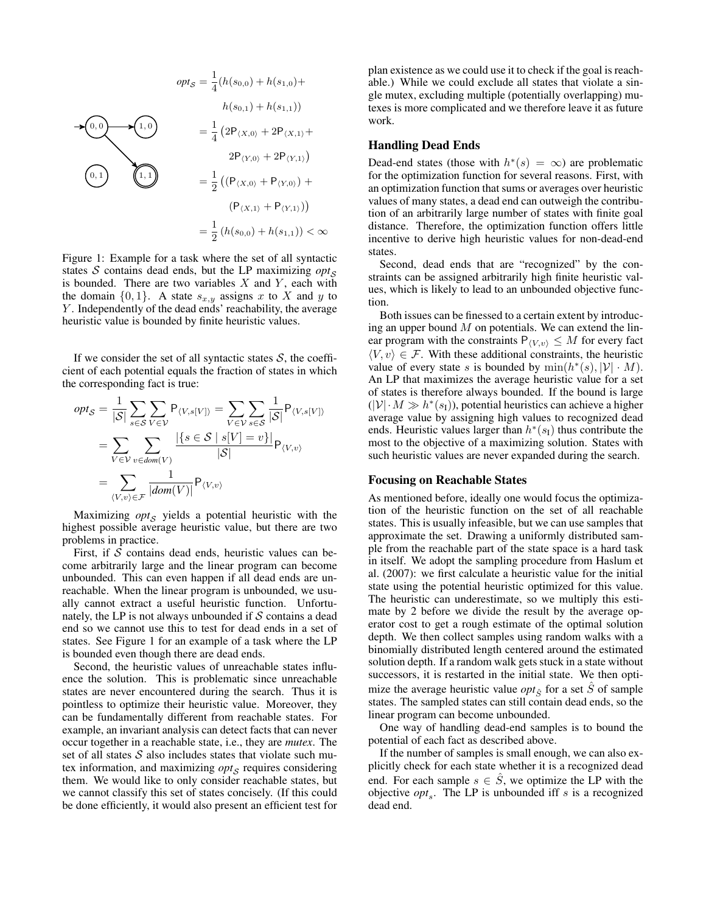$$
\begin{aligned}
opt_{\mathcal{S}} &= \frac{1}{4}(h(s_{0,0}) + h(s_{1,0}) + \\
&\qquad h(s_{0,1}) + h(s_{1,1})) \\
&= \frac{1}{4}\left(2\mathsf{P}_{\langle X,0\rangle} + 2\mathsf{P}_{\langle X,1\rangle} + \right. \\
&\qquad \left. 2\mathsf{P}_{\langle Y,0\rangle} + 2\mathsf{P}_{\langle Y,1\rangle}\right) \\
&= \frac{1}{2}\left((\mathsf{P}_{\langle X,0\rangle} + \mathsf{P}_{\langle Y,0\rangle}) + \right. \\
&\qquad \left. (\mathsf{P}_{\langle X,1\rangle} + \mathsf{P}_{\langle Y,1\rangle})\right) \\
&= \frac{1}{2}\left(h(s_{0,0}) + h(s_{1,1})\right) < \infty
\end{aligned}
$$

Figure 1: Example for a task where the set of all syntactic states $\mathcal{S}$ contains dead ends, but the LP maximizing $opt_{\mathcal{S}}$ is bounded. There are two variables $X$ and $Y$, each with the domain $\{0, 1\}$. A state $s_{x,y}$ assigns $x$ to $X$ and $y$ to $Y$. Independently of the dead ends' reachability, the average heuristic value is bounded by finite heuristic values.

If we consider the set of all syntactic states $\mathcal{S}$, the coefficient of each potential equals the fraction of states in which the corresponding fact is true:

$$
\begin{aligned}
opt_{\mathcal{S}} &= \frac{1}{|\mathcal{S}|}\sum_{s\in\mathcal{S}}\sum_{V\in\mathcal{V}} \mathsf{P}_{\langle V,s[V]\rangle} = \sum_{V\in\mathcal{V}}\sum_{s\in\mathcal{S}} \frac{1}{|\mathcal{S}|}\mathsf{P}_{\langle V,s[V]\rangle} \\
&= \sum_{V\in\mathcal{V}}\sum_{v\in dom(V)} \frac{|\{s\in\mathcal{S} \mid s[V]=v\}|}{|\mathcal{S}|}\mathsf{P}_{\langle V,v\rangle} \\
&= \sum_{\langle V,v\rangle\in\mathcal{F}} \frac{1}{|dom(V)|}\mathsf{P}_{\langle V,v\rangle}
\end{aligned}
$$

Maximizing $opt_{\mathcal{S}}$ yields a potential heuristic with the highest possible average heuristic value, but there are two problems in practice.

First, if $\mathcal{S}$ contains dead ends, heuristic values can become arbitrarily large and the linear program can become unbounded. This can even happen if all dead ends are unreachable. When the linear program is unbounded, we usually cannot extract a useful heuristic function. Unfortunately, the LP is not always unbounded if $\mathcal{S}$ contains a dead end so we cannot use this to test for dead ends in a set of states. See Figure 1 for an example of a task where the LP is bounded even though there are dead ends.

Second, the heuristic values of unreachable states influence the solution. This is problematic since unreachable states are never encountered during the search. Thus it is pointless to optimize their heuristic value. Moreover, they can be fundamentally different from reachable states. For example, an invariant analysis can detect facts that can never occur together in a reachable state, i.e., they are *mutex*. The set of all states $\mathcal{S}$ also includes states that violate such mutex information, and maximizing $opt_{\mathcal{S}}$ requires considering them. We would like to only consider reachable states, but we cannot classify this set of states concisely. (If this could be done efficiently, it would also present an efficient test for plan existence as we could use it to check if the goal is reachable.) While we could exclude all states that violate a single mutex, excluding multiple (potentially overlapping) mutexes is more complicated and we therefore leave it as future work.

## Handling Dead Ends

Dead-end states (those with $h^*(s) = \infty$) are problematic for the optimization function for several reasons. First, with an optimization function that sums or averages over heuristic values of many states, a dead end can outweigh the contribution of an arbitrarily large number of states with finite goal distance. Therefore, the optimization function offers little incentive to derive high heuristic values for non-dead-end states.

Second, dead ends that are "recognized" by the constraints can be assigned arbitrarily high finite heuristic values, which is likely to lead to an unbounded objective function.

Both issues can be finessed to a certain extent by introducing an upper bound $M$ on potentials. We can extend the linear program with the constraints $\mathsf{P}_{\langle V,v\rangle} \le M$ for every fact $\langle V, v\rangle \in \mathcal{F}$. With these additional constraints, the heuristic value of every state $s$ is bounded by $\min(h^*(s), |\mathcal{V}| \cdot M)$. An LP that maximizes the average heuristic value for a set of states is therefore always bounded. If the bound is large ($|\mathcal{V}| \cdot M \gg h^*(s_{\mathrm{I}})$), potential heuristics can achieve a higher average value by assigning high values to recognized dead ends. Heuristic values larger than $h^*(s_{\mathrm{I}})$ thus contribute the most to the objective of a maximizing solution. States with such heuristic values are never expanded during the search.

## Focusing on Reachable States

As mentioned before, ideally one would focus the optimization of the heuristic function on the set of all reachable states. This is usually infeasible, but we can use samples that approximate the set. Drawing a uniformly distributed sample from the reachable part of the state space is a hard task in itself. We adopt the sampling procedure from Haslum et al. (2007): we first calculate a heuristic value for the initial state using the potential heuristic optimized for this value. The heuristic can underestimate, so we multiply this estimate by 2 before we divide the result by the average operator cost to get a rough estimate of the optimal solution depth. We then collect samples using random walks with a binomially distributed length centered around the estimated solution depth. If a random walk gets stuck in a state without successors, it is restarted in the initial state. We then optimize the average heuristic value $opt_{\hat{S}}$ for a set $\hat{S}$ of sample states. The sampled states can still contain dead ends, so the linear program can become unbounded.

One way of handling dead-end samples is to bound the potential of each fact as described above.

If the number of samples is small enough, we can also explicitly check for each state whether it is a recognized dead end. For each sample $s \in \hat{S}$, we optimize the LP with the objective $opt_s$. The LP is unbounded iff $s$ is a recognized dead end.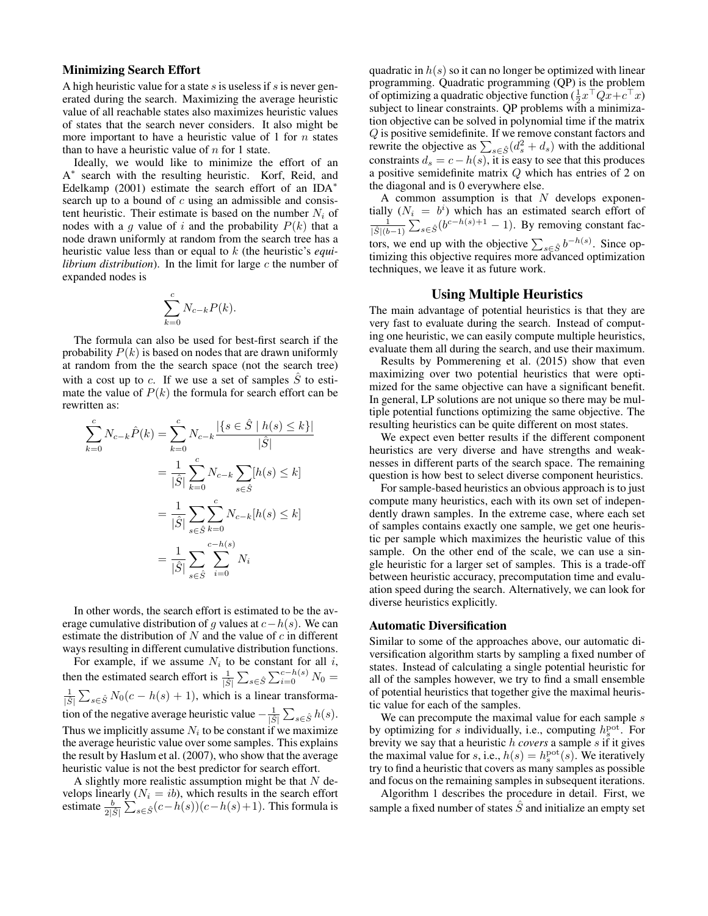### Minimizing Search Effort

A high heuristic value for a state $s$ is useless if $s$ is never generated during the search. Maximizing the average heuristic value of all reachable states also maximizes heuristic values of states that the search never considers. It also might be more important to have a heuristic value of 1 for $n$ states than to have a heuristic value of $n$ for 1 state.

Ideally, we would like to minimize the effort of an A$^*$ search with the resulting heuristic. Korf, Reid, and Edelkamp (2001) estimate the search effort of an IDA$^*$ search up to a bound of $c$ using an admissible and consistent heuristic. Their estimate is based on the number $N_i$ of nodes with a $g$ value of $i$ and the probability $P(k)$ that a node drawn uniformly at random from the search tree has a heuristic value less than or equal to $k$ (the heuristic's *equilibrium distribution*). In the limit for large $c$ the number of expanded nodes is

$$\sum_{k=0}^{c} N_{c-k} P(k).$$

The formula can also be used for best-first search if the probability $P(k)$ is based on nodes that are drawn uniformly at random from the the search space (not the search tree) with a cost up to $c$. If we use a set of samples $\hat{S}$ to estimate the value of $P(k)$ the formula for search effort can be rewritten as:

$$\begin{aligned}
\sum_{k=0}^{c} N_{c-k} \hat{P}(k) &= \sum_{k=0}^{c} N_{c-k} \frac{|\{s \in \hat{S} \mid h(s) \leq k\}|}{|\hat{S}|} \\
&= \frac{1}{|\hat{S}|} \sum_{k=0}^{c} N_{c-k} \sum_{s \in \hat{S}} [h(s) \leq k] \\
&= \frac{1}{|\hat{S}|} \sum_{s \in \hat{S}} \sum_{k=0}^{c} N_{c-k} [h(s) \leq k] \\
&= \frac{1}{|\hat{S}|} \sum_{s \in \hat{S}} \sum_{i=0}^{c-h(s)} N_i
\end{aligned}$$

In other words, the search effort is estimated to be the average cumulative distribution of $g$ values at $c - h(s)$. We can estimate the distribution of $N$ and the value of $c$ in different ways resulting in different cumulative distribution functions.

For example, if we assume $N_i$ to be constant for all $i$, then the estimated search effort is $\frac{1}{|\hat{S}|} \sum_{s \in \hat{S}} \sum_{i=0}^{c-h(s)} N_0 = \frac{1}{|\hat{S}|} \sum_{s \in \hat{S}} N_0(c - h(s) + 1)$, which is a linear transformation of the negative average heuristic value $-\frac{1}{|\hat{S}|} \sum_{s \in \hat{S}} h(s)$. Thus we implicitly assume $N_i$ to be constant if we maximize the average heuristic value over some samples. This explains the result by Haslum et al. (2007), who show that the average heuristic value is not the best predictor for search effort.

A slightly more realistic assumption might be that $N$ develops linearly ($N_i = ib$), which results in the search effort estimate $\frac{b}{2|\hat{S}|} \sum_{s \in \hat{S}} (c - h(s))(c - h(s) + 1)$. This formula is quadratic in $h(s)$ so it can no longer be optimized with linear programming. Quadratic programming (QP) is the problem of optimizing a quadratic objective function ($\frac{1}{2} x^\top Q x + c^\top x$) subject to linear constraints. QP problems with a minimization objective can be solved in polynomial time if the matrix $Q$ is positive semidefinite. If we remove constant factors and rewrite the objective as $\sum_{s \in \hat{S}} (d_s^2 + d_s)$ with the additional constraints $d_s = c - h(s)$, it is easy to see that this produces a positive semidefinite matrix $Q$ which has entries of 2 on the diagonal and is 0 everywhere else.

A common assumption is that $N$ develops exponentially ($N_i = b^i$) which has an estimated search effort of $\frac{1}{|\hat{S}|(b-1)} \sum_{s \in \hat{S}} (b^{c-h(s)+1} - 1)$. By removing constant factors, we end up with the objective $\sum_{s \in \hat{S}} b^{-h(s)}$. Since optimizing this objective requires more advanced optimization techniques, we leave it as future work.

## Using Multiple Heuristics

The main advantage of potential heuristics is that they are very fast to evaluate during the search. Instead of computing one heuristic, we can easily compute multiple heuristics, evaluate them all during the search, and use their maximum.

Results by Pommerening et al. (2015) show that even maximizing over two potential heuristics that were optimized for the same objective can have a significant benefit. In general, LP solutions are not unique so there may be multiple potential functions optimizing the same objective. The resulting heuristics can be quite different on most states.

We expect even better results if the different component heuristics are very diverse and have strengths and weaknesses in different parts of the search space. The remaining question is how best to select diverse component heuristics.

For sample-based heuristics an obvious approach is to just compute many heuristics, each with its own set of independently drawn samples. In the extreme case, where each set of samples contains exactly one sample, we get one heuristic per sample which maximizes the heuristic value of this sample. On the other end of the scale, we can use a single heuristic for a larger set of samples. This is a trade-off between heuristic accuracy, precomputation time and evaluation speed during the search. Alternatively, we can look for diverse heuristics explicitly.

### Automatic Diversification

Similar to some of the approaches above, our automatic diversification algorithm starts by sampling a fixed number of states. Instead of calculating a single potential heuristic for all of the samples however, we try to find a small ensemble of potential heuristics that together give the maximal heuristic value for each of the samples.

We can precompute the maximal value for each sample $s$ by optimizing for $s$ individually, i.e., computing $h_s^{\text{pot}}$. For brevity we say that a heuristic $h$ *covers* a sample $s$ if it gives the maximal value for $s$, i.e., $h(s) = h_s^{\text{pot}}(s)$. We iteratively try to find a heuristic that covers as many samples as possible and focus on the remaining samples in subsequent iterations.

Algorithm 1 describes the procedure in detail. First, we sample a fixed number of states $\hat{S}$ and initialize an empty set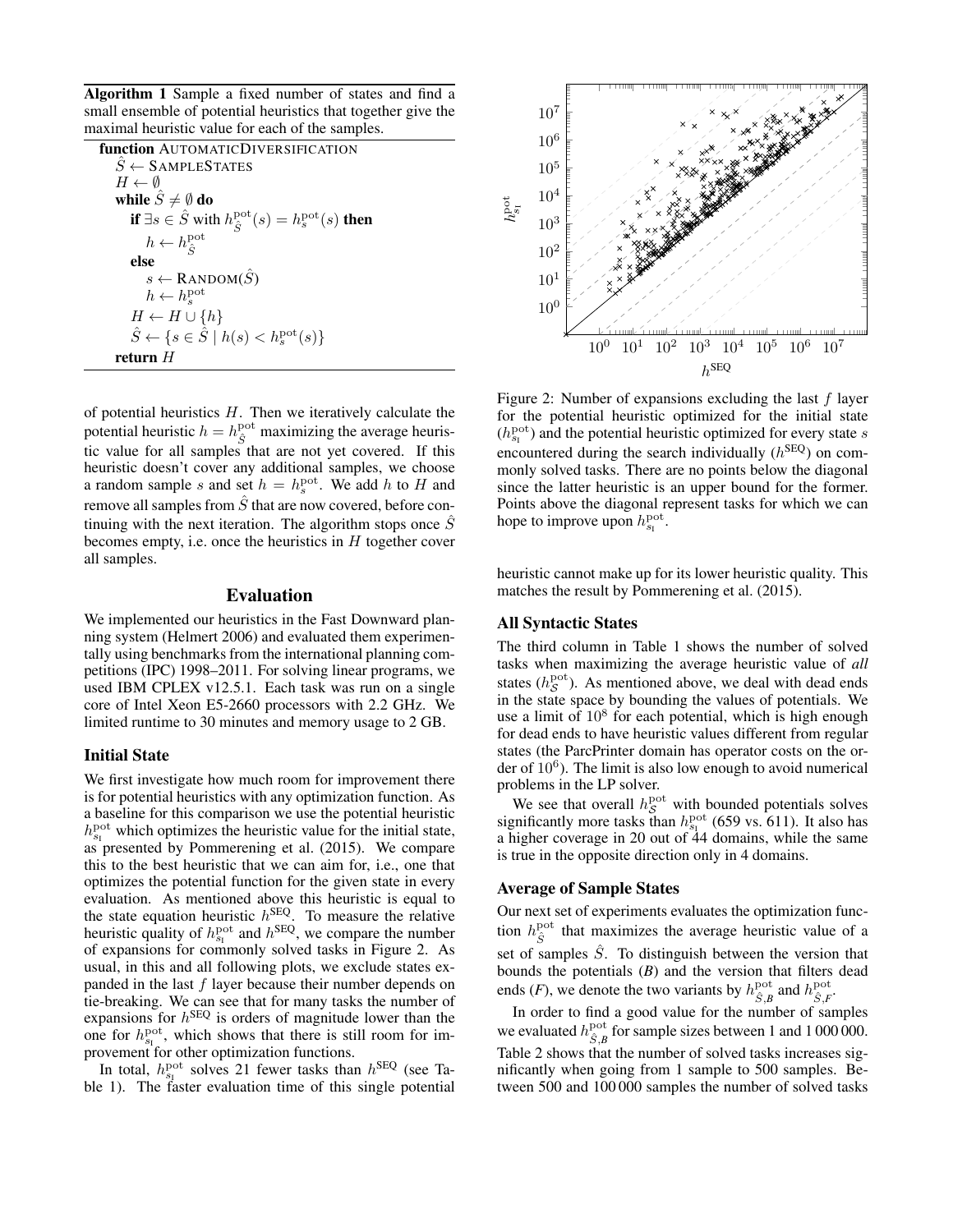**Algorithm 1** Sample a fixed number of states and find a small ensemble of potential heuristics that together give the maximal heuristic value for each of the samples.

```
function AUTOMATICDIVERSIFICATION
    Ŝ ← SAMPLESTATES
    H ← ∅
    while Ŝ ≠ ∅ do
        if ∃s ∈ Ŝ with h^pot_Ŝ(s) = h^pot_s(s) then
            h ← h^pot_Ŝ
        else
            s ← RANDOM(Ŝ)
            h ← h^pot_s
        H ← H ∪ {h}
        Ŝ ← {s ∈ Ŝ | h(s) < h^pot_s(s)}
    return H
```

of potential heuristics $H$. Then we iteratively calculate the potential heuristic $h = h^{\text{pot}}_{\hat{S}}$ maximizing the average heuristic value for all samples that are not yet covered. If this heuristic doesn't cover any additional samples, we choose a random sample $s$ and set $h = h^{\text{pot}}_{s}$. We add $h$ to $H$ and remove all samples from $\hat{S}$ that are now covered, before continuing with the next iteration. The algorithm stops once $\hat{S}$ becomes empty, i.e. once the heuristics in $H$ together cover all samples.

## Evaluation

We implemented our heuristics in the Fast Downward planning system (Helmert 2006) and evaluated them experimentally using benchmarks from the international planning competitions (IPC) 1998–2011. For solving linear programs, we used IBM CPLEX v12.5.1. Each task was run on a single core of Intel Xeon E5-2660 processors with 2.2 GHz. We limited runtime to 30 minutes and memory usage to 2 GB.

### Initial State

We first investigate how much room for improvement there is for potential heuristics with any optimization function. As a baseline for this comparison we use the potential heuristic $h^{\text{pot}}_{s_{\text{I}}}$ which optimizes the heuristic value for the initial state, as presented by Pommerening et al. (2015). We compare this to the best heuristic that we can aim for, i.e., one that optimizes the potential function for the given state in every evaluation. As mentioned above this heuristic is equal to the state equation heuristic $h^{\text{SEQ}}$. To measure the relative heuristic quality of $h^{\text{pot}}_{s_{\text{I}}}$ and $h^{\text{SEQ}}$, we compare the number of expansions for commonly solved tasks in Figure 2. As usual, in this and all following plots, we exclude states expanded in the last $f$ layer because their number depends on tie-breaking. We can see that for many tasks the number of expansions for $h^{\text{SEQ}}$ is orders of magnitude lower than the one for $h^{\text{pot}}_{s_{\text{I}}}$, which shows that there is still room for improvement for other optimization functions.

In total, $h^{\text{pot}}_{s_{\text{I}}}$ solves 21 fewer tasks than $h^{\text{SEQ}}$ (see Table 1). The faster evaluation time of this single potential heuristic cannot make up for its lower heuristic quality. This matches the result by Pommerening et al. (2015).

Figure 2: Number of expansions excluding the last $f$ layer for the potential heuristic optimized for the initial state ($h^{\text{pot}}_{s_{\text{I}}}$) and the potential heuristic optimized for every state $s$ encountered during the search individually ($h^{\text{SEQ}}$) on commonly solved tasks. There are no points below the diagonal since the latter heuristic is an upper bound for the former. Points above the diagonal represent tasks for which we can hope to improve upon $h^{\text{pot}}_{s_{\text{I}}}$.

### All Syntactic States

The third column in Table 1 shows the number of solved tasks when maximizing the average heuristic value of *all* states ($h^{\text{pot}}_{\mathcal{S}}$). As mentioned above, we deal with dead ends in the state space by bounding the values of potentials. We use a limit of $10^8$ for each potential, which is high enough for dead ends to have heuristic values different from regular states (the ParcPrinter domain has operator costs on the order of $10^6$). The limit is also low enough to avoid numerical problems in the LP solver.

We see that overall $h^{\text{pot}}_{\mathcal{S}}$ with bounded potentials solves significantly more tasks than $h^{\text{pot}}_{s_{\text{I}}}$ (659 vs. 611). It also has a higher coverage in 20 out of 44 domains, while the same is true in the opposite direction only in 4 domains.

### Average of Sample States

Our next set of experiments evaluates the optimization function $h^{\text{pot}}_{\hat{S}}$ that maximizes the average heuristic value of a set of samples $\hat{S}$. To distinguish between the version that bounds the potentials (*B*) and the version that filters dead ends (*F*), we denote the two variants by $h^{\text{pot}}_{\hat{S},B}$ and $h^{\text{pot}}_{\hat{S},F}$.

In order to find a good value for the number of samples we evaluated $h^{\text{pot}}_{\hat{S},B}$ for sample sizes between 1 and 1 000 000. Table 2 shows that the number of solved tasks increases significantly when going from 1 sample to 500 samples. Between 500 and 100 000 samples the number of solved tasks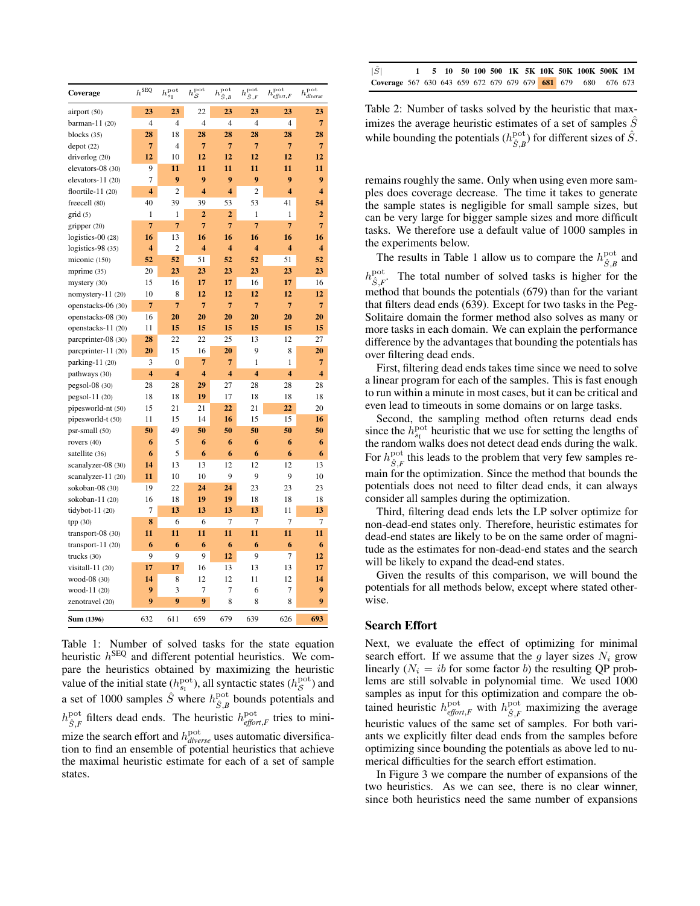| Coverage | $h^{\text{SEQ}}$ | $h^{\text{pot}}_{s_I}$ | $h^{\text{pot}}_{\mathcal{S}}$ | $h^{\text{pot}}_{\hat{S},B}$ | $h^{\text{pot}}_{\hat{S},F}$ | $h^{\text{pot}}_{\textit{effort},F}$ | $h^{\text{pot}}_{\textit{diverse}}$ |
|---|---|---|---|---|---|---|---|
| airport (50) | **23** | **23** | 22 | **23** | **23** | **23** | **23** |
| barman-11 (20) | 4 | 4 | 4 | 4 | 4 | 4 | **7** |
| blocks (35) | **28** | 18 | **28** | **28** | **28** | **28** | **28** |
| depot (22) | **7** | 4 | **7** | **7** | **7** | **7** | **7** |
| driverlog (20) | **12** | 10 | **12** | **12** | **12** | **12** | **12** |
| elevators-08 (30) | 9 | **11** | **11** | **11** | **11** | **11** | **11** |
| elevators-11 (20) | 7 | **9** | **9** | **9** | **9** | **9** | **9** |
| floortile-11 (20) | **4** | 2 | **4** | **4** | 2 | **4** | **4** |
| freecell (80) | 40 | 39 | 39 | 53 | 53 | 41 | **54** |
| grid (5) | 1 | 1 | **2** | **2** | 1 | 1 | **2** |
| gripper (20) | **7** | **7** | **7** | **7** | **7** | **7** | **7** |
| logistics-00 (28) | **16** | 13 | **16** | **16** | **16** | **16** | **16** |
| logistics-98 (35) | **4** | 2 | **4** | **4** | **4** | **4** | **4** |
| miconic (150) | **52** | **52** | 51 | **52** | **52** | 51 | **52** |
| mprime (35) | 20 | **23** | **23** | **23** | **23** | **23** | **23** |
| mystery (30) | 15 | 16 | **17** | **17** | 16 | **17** | 16 |
| nomystery-11 (20) | 10 | 8 | **12** | **12** | **12** | **12** | **12** |
| openstacks-06 (30) | **7** | **7** | **7** | **7** | **7** | **7** | **7** |
| openstacks-08 (30) | 16 | **20** | **20** | **20** | **20** | **20** | **20** |
| openstacks-11 (20) | 11 | **15** | **15** | **15** | **15** | **15** | **15** |
| parcprinter-08 (30) | **28** | 22 | 22 | 25 | 13 | 12 | 27 |
| parcprinter-11 (20) | **20** | 15 | 16 | **20** | 9 | 8 | **20** |
| parking-11 (20) | 3 | 0 | **7** | **7** | 1 | 1 | **7** |
| pathways (30) | **4** | **4** | **4** | **4** | **4** | **4** | **4** |
| pegsol-08 (30) | 28 | 28 | **29** | 27 | 28 | 28 | 28 |
| pegsol-11 (20) | 18 | 18 | **19** | 17 | 18 | 18 | 18 |
| pipesworld-nt (50) | 15 | 21 | 21 | **22** | 21 | **22** | 20 |
| pipesworld-t (50) | 11 | 15 | 14 | **16** | 15 | 15 | **16** |
| psr-small (50) | **50** | 49 | **50** | **50** | **50** | **50** | **50** |
| rovers (40) | **6** | 5 | **6** | **6** | **6** | **6** | **6** |
| satellite (36) | **6** | 5 | **6** | **6** | **6** | **6** | **6** |
| scanalyzer-08 (30) | **14** | 13 | 13 | 12 | 12 | 12 | 13 |
| scanalyzer-11 (20) | **11** | 10 | 10 | 9 | 9 | 9 | 10 |
| sokoban-08 (30) | 19 | 22 | **24** | **24** | 23 | 23 | 23 |
| sokoban-11 (20) | 16 | 18 | **19** | **19** | 18 | 18 | 18 |
| tidybot-11 (20) | 7 | **13** | **13** | **13** | **13** | 11 | **13** |
| tpp (30) | **8** | 6 | 6 | 7 | 7 | 7 | 7 |
| transport-08 (30) | **11** | **11** | **11** | **11** | **11** | **11** | **11** |
| transport-11 (20) | **6** | **6** | **6** | **6** | **6** | **6** | **6** |
| trucks (30) | 9 | 9 | 9 | **12** | 9 | 7 | **12** |
| visitall-11 (20) | **17** | **17** | 16 | 13 | 13 | 13 | **17** |
| wood-08 (30) | **14** | 8 | 12 | 12 | 11 | 12 | **14** |
| wood-11 (20) | **9** | 3 | 7 | 7 | 6 | 7 | **9** |
| zenotravel (20) | **9** | **9** | **9** | 8 | 8 | 8 | **9** |
| **Sum (1396)** | 632 | 611 | 659 | 679 | 639 | 626 | **693** |

Table 1: Number of solved tasks for the state equation heuristic $h^{\text{SEQ}}$ and different potential heuristics. We compare the heuristics obtained by maximizing the heuristic value of the initial state ($h^{\text{pot}}_{s_I}$), all syntactic states ($h^{\text{pot}}_{\mathcal{S}}$) and a set of 1000 samples $\hat{S}$ where $h^{\text{pot}}_{\hat{S},B}$ bounds potentials and $h^{\text{pot}}_{\hat{S},F}$ filters dead ends. The heuristic $h^{\text{pot}}_{\textit{effort},F}$ tries to minimize the search effort and $h^{\text{pot}}_{\textit{diverse}}$ uses automatic diversification to find an ensemble of potential heuristics that achieve the maximal heuristic estimate for each of a set of sample states.

| $\lvert\hat{S}\rvert$ | 1 | 5 | 10 | 50 | 100 | 500 | 1K | 5K | 10K | 50K | 100K | 500K | 1M |
|---|---|---|---|---|---|---|---|---|---|---|---|---|---|
| **Coverage** | 567 | 630 | 643 | 659 | 672 | 679 | 679 | 679 | **681** | 679 | 680 | 676 | 673 |

Table 2: Number of tasks solved by the heuristic that maximizes the average heuristic estimates of a set of samples $\hat{S}$ while bounding the potentials ($h^{\text{pot}}_{\hat{S},B}$) for different sizes of $\hat{S}$.

remains roughly the same. Only when using even more samples does coverage decrease. The time it takes to generate the sample states is negligible for small sample sizes, but can be very large for bigger sample sizes and more difficult tasks. We therefore use a default value of 1000 samples in the experiments below.

The results in Table 1 allow us to compare the $h^{\text{pot}}_{\hat{S},B}$ and $h^{\text{pot}}_{\hat{S},F}$. The total number of solved tasks is higher for the method that bounds the potentials (679) than for the variant that filters dead ends (639). Except for two tasks in the PegSolitaire domain the former method also solves as many or more tasks in each domain. We can explain the performance difference by the advantages that bounding the potentials has over filtering dead ends.

First, filtering dead ends takes time since we need to solve a linear program for each of the samples. This is fast enough to run within a minute in most cases, but it can be critical and even lead to timeouts in some domains or on large tasks.

Second, the sampling method often returns dead ends since the $h^{\text{pot}}_{s_I}$ heuristic that we use for setting the lengths of the random walks does not detect dead ends during the walk. For $h^{\text{pot}}_{\hat{S},F}$ this leads to the problem that very few samples remain for the optimization. Since the method that bounds the potentials does not need to filter dead ends, it can always consider all samples during the optimization.

Third, filtering dead ends lets the LP solver optimize for non-dead-end states only. Therefore, heuristic estimates for dead-end states are likely to be on the same order of magnitude as the estimates for non-dead-end states and the search will be likely to expand the dead-end states.

Given the results of this comparison, we will bound the potentials for all methods below, except where stated otherwise.

## Search Effort

Next, we evaluate the effect of optimizing for minimal search effort. If we assume that the $g$ layer sizes $N_i$ grow linearly ($N_i = ib$ for some factor $b$) the resulting QP problems are still solvable in polynomial time. We used 1000 samples as input for this optimization and compare the obtained heuristic $h^{\text{pot}}_{\textit{effort},F}$ with $h^{\text{pot}}_{\hat{S},F}$ maximizing the average heuristic values of the same set of samples. For both variants we explicitly filter dead ends from the samples before optimizing since bounding the potentials as above led to numerical difficulties for the search effort estimation.

In Figure 3 we compare the number of expansions of the two heuristics. As we can see, there is no clear winner, since both heuristics need the same number of expansions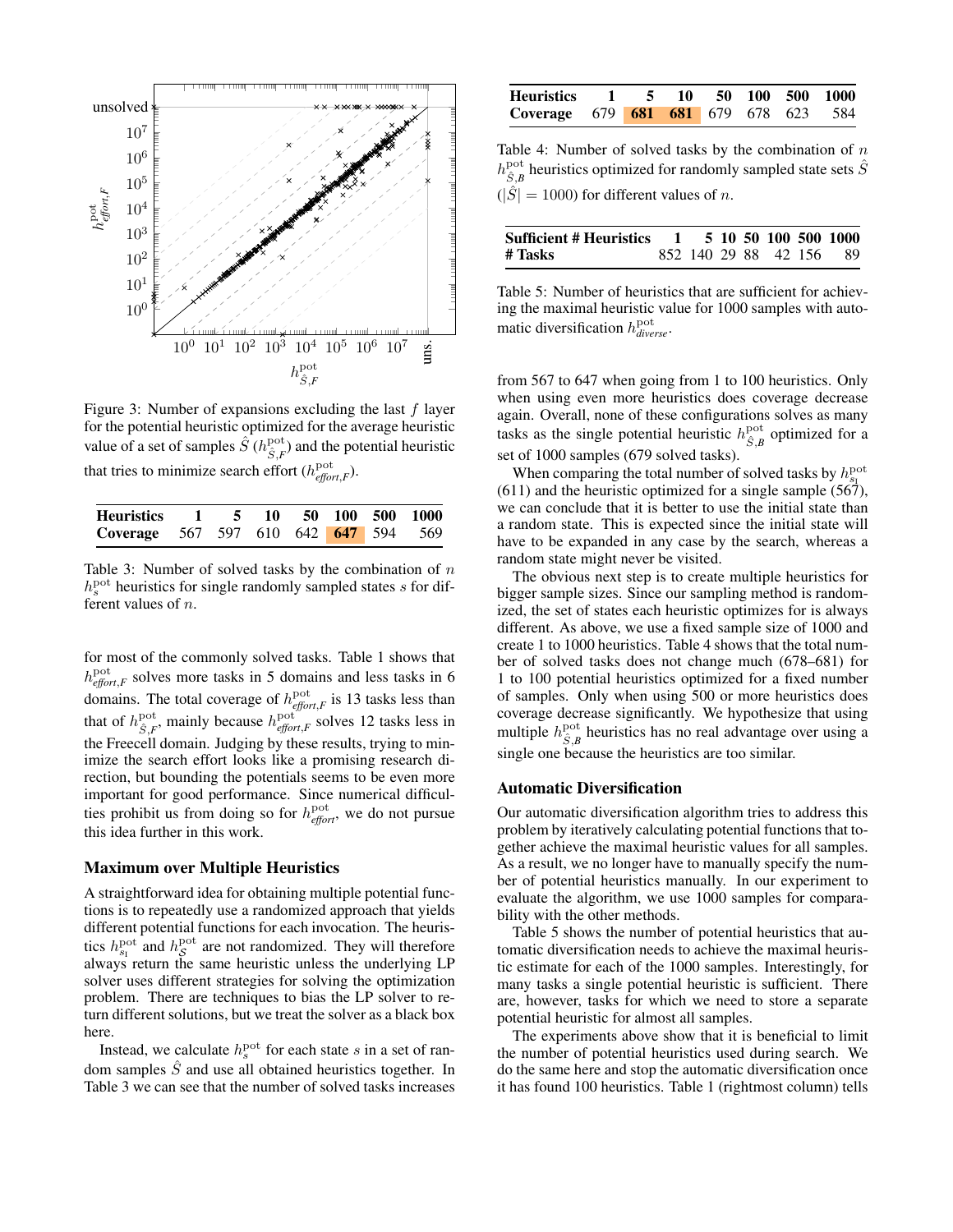Figure 3: Number of expansions excluding the last $f$ layer for the potential heuristic optimized for the average heuristic value of a set of samples $\hat{S}$ ($h^{\text{pot}}_{\hat{S},F}$) and the potential heuristic that tries to minimize search effort ($h^{\text{pot}}_{\textit{effort},F}$).

| Heuristics | 1 | 5 | 10 | 50 | 100 | 500 | 1000 |
|---|---|---|---|---|---|---|---|
| Coverage | 567 | 597 | 610 | 642 | **647** | 594 | 569 |

Table 3: Number of solved tasks by the combination of $n$ $h^{\text{pot}}_{s}$ heuristics for single randomly sampled states $s$ for different values of $n$.

for most of the commonly solved tasks. Table 1 shows that $h^{\text{pot}}_{\textit{effort},F}$ solves more tasks in 5 domains and less tasks in 6 domains. The total coverage of $h^{\text{pot}}_{\textit{effort},F}$ is 13 tasks less than that of $h^{\text{pot}}_{\hat{S},F}$, mainly because $h^{\text{pot}}_{\textit{effort},F}$ solves 12 tasks less in the Freecell domain. Judging by these results, trying to minimize the search effort looks like a promising research direction, but bounding the potentials seems to be even more important for good performance. Since numerical difficulties prohibit us from doing so for $h^{\text{pot}}_{\textit{effort}}$, we do not pursue this idea further in this work.

### Maximum over Multiple Heuristics

A straightforward idea for obtaining multiple potential functions is to repeatedly use a randomized approach that yields different potential functions for each invocation. The heuristics $h^{\text{pot}}_{s_I}$ and $h^{\text{pot}}_{S}$ are not randomized. They will therefore always return the same heuristic unless the underlying LP solver uses different strategies for solving the optimization problem. There are techniques to bias the LP solver to return different solutions, but we treat the solver as a black box here.

Instead, we calculate $h^{\text{pot}}_{s}$ for each state $s$ in a set of random samples $\hat{S}$ and use all obtained heuristics together. In Table 3 we can see that the number of solved tasks increases from 567 to 647 when going from 1 to 100 heuristics. Only when using even more heuristics does coverage decrease again. Overall, none of these configurations solves as many tasks as the single potential heuristic $h^{\text{pot}}_{\hat{S},B}$ optimized for a set of 1000 samples (679 solved tasks).

When comparing the total number of solved tasks by $h^{\text{pot}}_{s_I}$ (611) and the heuristic optimized for a single sample (567), we can conclude that it is better to use the initial state than a random state. This is expected since the initial state will have to be expanded in any case by the search, whereas a random state might never be visited.

The obvious next step is to create multiple heuristics for bigger sample sizes. Since our sampling method is randomized, the set of states each heuristic optimizes for is always different. As above, we use a fixed sample size of 1000 and create 1 to 1000 heuristics. Table 4 shows that the total number of solved tasks does not change much (678–681) for 1 to 100 potential heuristics optimized for a fixed number of samples. Only when using 500 or more heuristics does coverage decrease significantly. We hypothesize that using multiple $h^{\text{pot}}_{\hat{S},B}$ heuristics has no real advantage over using a single one because the heuristics are too similar.

| Heuristics | 1 | 5 | 10 | 50 | 100 | 500 | 1000 |
|---|---|---|---|---|---|---|---|
| Coverage | 679 | **681** | **681** | 679 | 678 | 623 | 584 |

Table 4: Number of solved tasks by the combination of $n$ $h^{\text{pot}}_{\hat{S},B}$ heuristics optimized for randomly sampled state sets $\hat{S}$ ($|\hat{S}| = 1000$) for different values of $n$.

| Sufficient # Heuristics | 1 | 5 | 10 | 50 | 100 | 500 | 1000 |
|---|---|---|---|---|---|---|---|
| # Tasks | 852 | 140 | 29 | 88 | 42 | 156 | 89 |

Table 5: Number of heuristics that are sufficient for achieving the maximal heuristic value for 1000 samples with automatic diversification $h^{\text{pot}}_{\textit{diverse}}$.

### Automatic Diversification

Our automatic diversification algorithm tries to address this problem by iteratively calculating potential functions that together achieve the maximal heuristic values for all samples. As a result, we no longer have to manually specify the number of potential heuristics manually. In our experiment to evaluate the algorithm, we use 1000 samples for comparability with the other methods.

Table 5 shows the number of potential heuristics that automatic diversification needs to achieve the maximal heuristic estimate for each of the 1000 samples. Interestingly, for many tasks a single potential heuristic is sufficient. There are, however, tasks for which we need to store a separate potential heuristic for almost all samples.

The experiments above show that it is beneficial to limit the number of potential heuristics used during search. We do the same here and stop the automatic diversification once it has found 100 heuristics. Table 1 (rightmost column) tells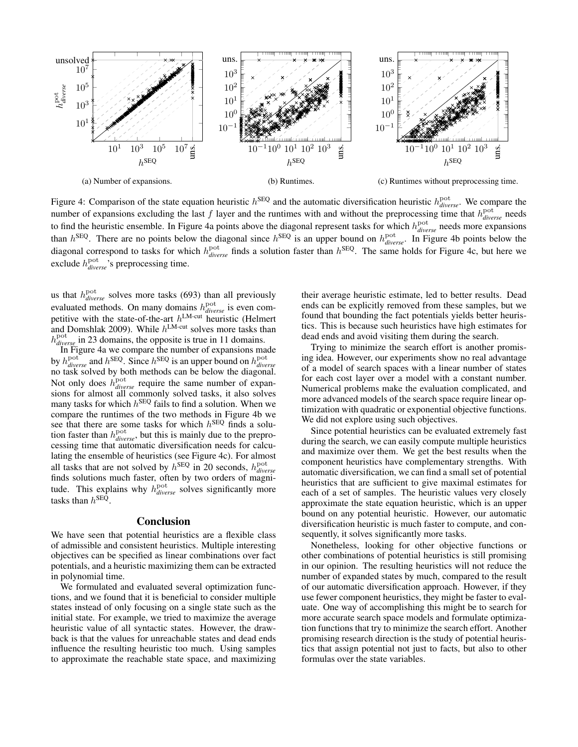(a) Number of expansions.

(b) Runtimes.

(c) Runtimes without preprocessing time.

Figure 4: Comparison of the state equation heuristic $h^{\text{SEQ}}$ and the automatic diversification heuristic $h^{\text{pot}}_{\textit{diverse}}$. We compare the number of expansions excluding the last $f$ layer and the runtimes with and without the preprocessing time that $h^{\text{pot}}_{\textit{diverse}}$ needs to find the heuristic ensemble. In Figure 4a points above the diagonal represent tasks for which $h^{\text{pot}}_{\textit{diverse}}$ needs more expansions than $h^{\text{SEQ}}$. There are no points below the diagonal since $h^{\text{SEQ}}$ is an upper bound on $h^{\text{pot}}_{\textit{diverse}}$. In Figure 4b points below the diagonal correspond to tasks for which $h^{\text{pot}}_{\textit{diverse}}$ finds a solution faster than $h^{\text{SEQ}}$. The same holds for Figure 4c, but here we exclude $h^{\text{pot}}_{\textit{diverse}}$'s preprocessing time.

us that $h^{\text{pot}}_{\textit{diverse}}$ solves more tasks (693) than all previously evaluated methods. On many domains $h^{\text{pot}}_{\textit{diverse}}$ is even competitive with the state-of-the-art $h^{\text{LM-cut}}$ heuristic (Helmert and Domshlak 2009). While $h^{\text{LM-cut}}$ solves more tasks than $h^{\text{pot}}_{\textit{diverse}}$ in 23 domains, the opposite is true in 11 domains.

In Figure 4a we compare the number of expansions made by $h^{\text{pot}}_{\textit{diverse}}$ and $h^{\text{SEQ}}$. Since $h^{\text{SEQ}}$ is an upper bound on $h^{\text{pot}}_{\textit{diverse}}$ no task solved by both methods can be below the diagonal. Not only does $h^{\text{pot}}_{\textit{diverse}}$ require the same number of expansions for almost all commonly solved tasks, it also solves many tasks for which $h^{\text{SEQ}}$ fails to find a solution. When we compare the runtimes of the two methods in Figure 4b we see that there are some tasks for which $h^{\text{SEQ}}$ finds a solution faster than $h^{\text{pot}}_{\textit{diverse}}$, but this is mainly due to the preprocessing time that automatic diversification needs for calculating the ensemble of heuristics (see Figure 4c). For almost all tasks that are not solved by $h^{\text{SEQ}}$ in 20 seconds, $h^{\text{pot}}_{\textit{diverse}}$ finds solutions much faster, often by two orders of magnitude. This explains why $h^{\text{pot}}_{\textit{diverse}}$ solves significantly more tasks than $h^{\text{SEQ}}$.

## Conclusion

We have seen that potential heuristics are a flexible class of admissible and consistent heuristics. Multiple interesting objectives can be specified as linear combinations over fact potentials, and a heuristic maximizing them can be extracted in polynomial time.

We formulated and evaluated several optimization functions, and we found that it is beneficial to consider multiple states instead of only focusing on a single state such as the initial state. For example, we tried to maximize the average heuristic value of all syntactic states. However, the drawback is that the values for unreachable states and dead ends influence the resulting heuristic too much. Using samples to approximate the reachable state space, and maximizing their average heuristic estimate, led to better results. Dead ends can be explicitly removed from these samples, but we found that bounding the fact potentials yields better heuristics. This is because such heuristics have high estimates for dead ends and avoid visiting them during the search.

Trying to minimize the search effort is another promising idea. However, our experiments show no real advantage of a model of search spaces with a linear number of states for each cost layer over a model with a constant number. Numerical problems make the evaluation complicated, and more advanced models of the search space require linear optimization with quadratic or exponential objective functions. We did not explore using such objectives.

Since potential heuristics can be evaluated extremely fast during the search, we can easily compute multiple heuristics and maximize over them. We get the best results when the component heuristics have complementary strengths. With automatic diversification, we can find a small set of potential heuristics that are sufficient to give maximal estimates for each of a set of samples. The heuristic values very closely approximate the state equation heuristic, which is an upper bound on any potential heuristic. However, our automatic diversification heuristic is much faster to compute, and consequently, it solves significantly more tasks.

Nonetheless, looking for other objective functions or other combinations of potential heuristics is still promising in our opinion. The resulting heuristics will not reduce the number of expanded states by much, compared to the result of our automatic diversification approach. However, if they use fewer component heuristics, they might be faster to evaluate. One way of accomplishing this might be to search for more accurate search space models and formulate optimization functions that try to minimize the search effort. Another promising research direction is the study of potential heuristics that assign potential not just to facts, but also to other formulas over the state variables.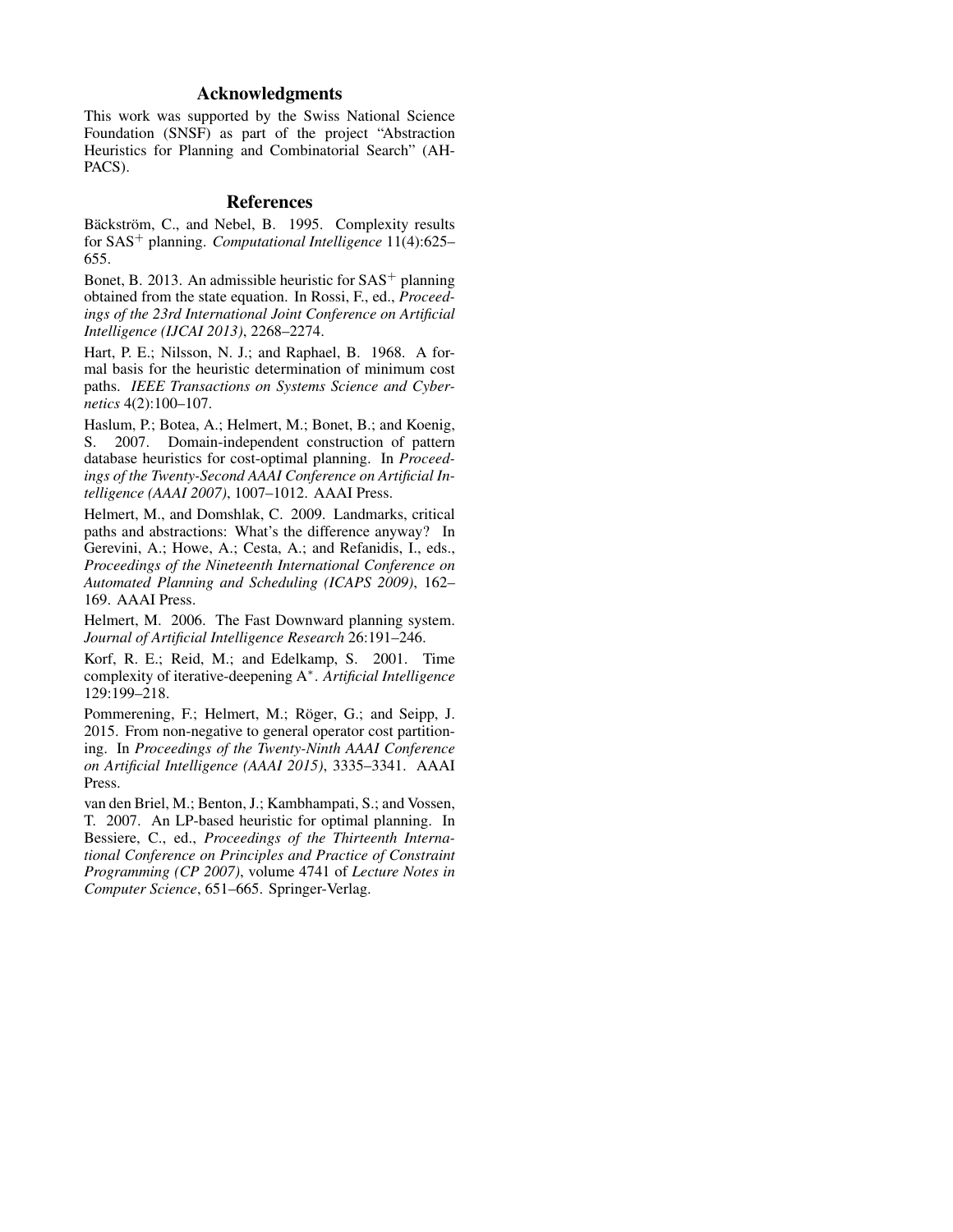## Acknowledgments

This work was supported by the Swiss National Science Foundation (SNSF) as part of the project "Abstraction Heuristics for Planning and Combinatorial Search" (AH-PACS).

## References

Bäckström, C., and Nebel, B. 1995. Complexity results for $SAS^+$ planning. *Computational Intelligence* 11(4):625–655.

Bonet, B. 2013. An admissible heuristic for $SAS^+$ planning obtained from the state equation. In Rossi, F., ed., *Proceedings of the 23rd International Joint Conference on Artificial Intelligence (IJCAI 2013)*, 2268–2274.

Hart, P. E.; Nilsson, N. J.; and Raphael, B. 1968. A formal basis for the heuristic determination of minimum cost paths. *IEEE Transactions on Systems Science and Cybernetics* 4(2):100–107.

Haslum, P.; Botea, A.; Helmert, M.; Bonet, B.; and Koenig, S. 2007. Domain-independent construction of pattern database heuristics for cost-optimal planning. In *Proceedings of the Twenty-Second AAAI Conference on Artificial Intelligence (AAAI 2007)*, 1007–1012. AAAI Press.

Helmert, M., and Domshlak, C. 2009. Landmarks, critical paths and abstractions: What's the difference anyway? In Gerevini, A.; Howe, A.; Cesta, A.; and Refanidis, I., eds., *Proceedings of the Nineteenth International Conference on Automated Planning and Scheduling (ICAPS 2009)*, 162–169. AAAI Press.

Helmert, M. 2006. The Fast Downward planning system. *Journal of Artificial Intelligence Research* 26:191–246.

Korf, R. E.; Reid, M.; and Edelkamp, S. 2001. Time complexity of iterative-deepening $A^*$. *Artificial Intelligence* 129:199–218.

Pommerening, F.; Helmert, M.; Röger, G.; and Seipp, J. 2015. From non-negative to general operator cost partitioning. In *Proceedings of the Twenty-Ninth AAAI Conference on Artificial Intelligence (AAAI 2015)*, 3335–3341. AAAI Press.

van den Briel, M.; Benton, J.; Kambhampati, S.; and Vossen, T. 2007. An LP-based heuristic for optimal planning. In Bessiere, C., ed., *Proceedings of the Thirteenth International Conference on Principles and Practice of Constraint Programming (CP 2007)*, volume 4741 of *Lecture Notes in Computer Science*, 651–665. Springer-Verlag.